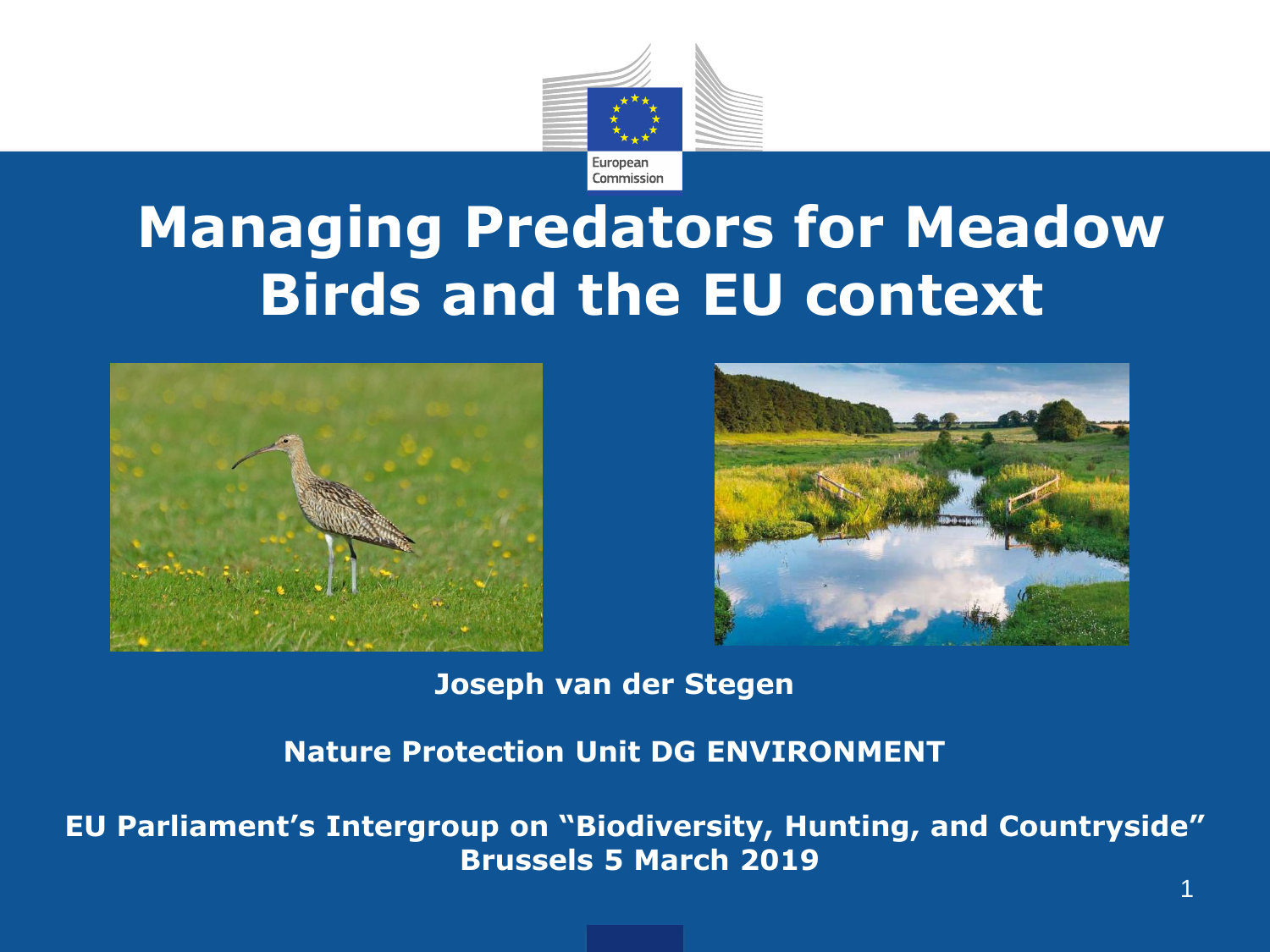# Managing Predators for Meadow Birds and the EU context

**Joseph van der Stegen**

**Nature Protection Unit DG ENVIRONMENT**

**EU Parliament's Intergroup on "Biodiversity, Hunting, and Countryside"**
**Brussels 5 March 2019**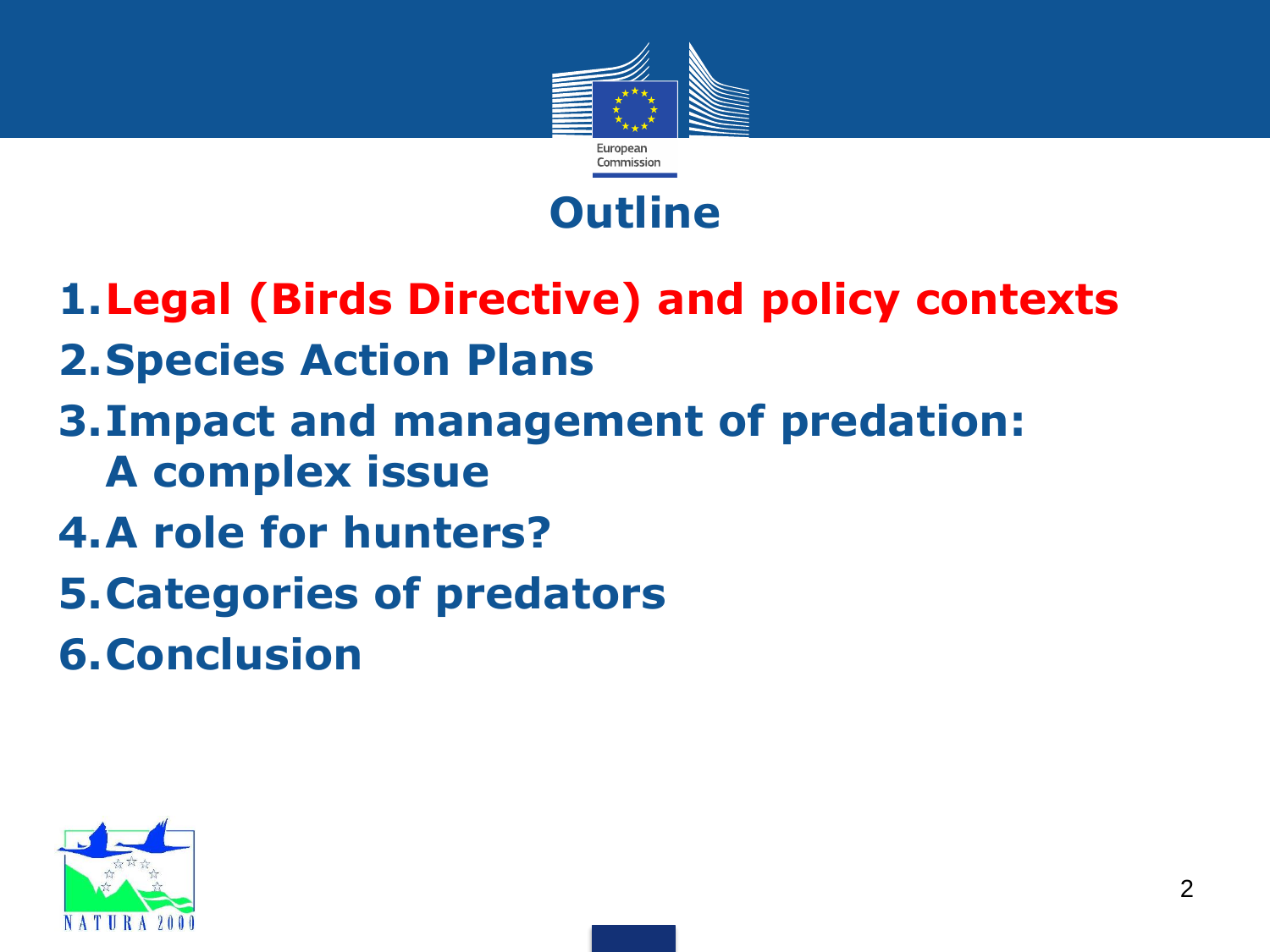# Outline

1. Legal (Birds Directive) and policy contexts
2. Species Action Plans
3. Impact and management of predation: A complex issue
4. A role for hunters?
5. Categories of predators
6. Conclusion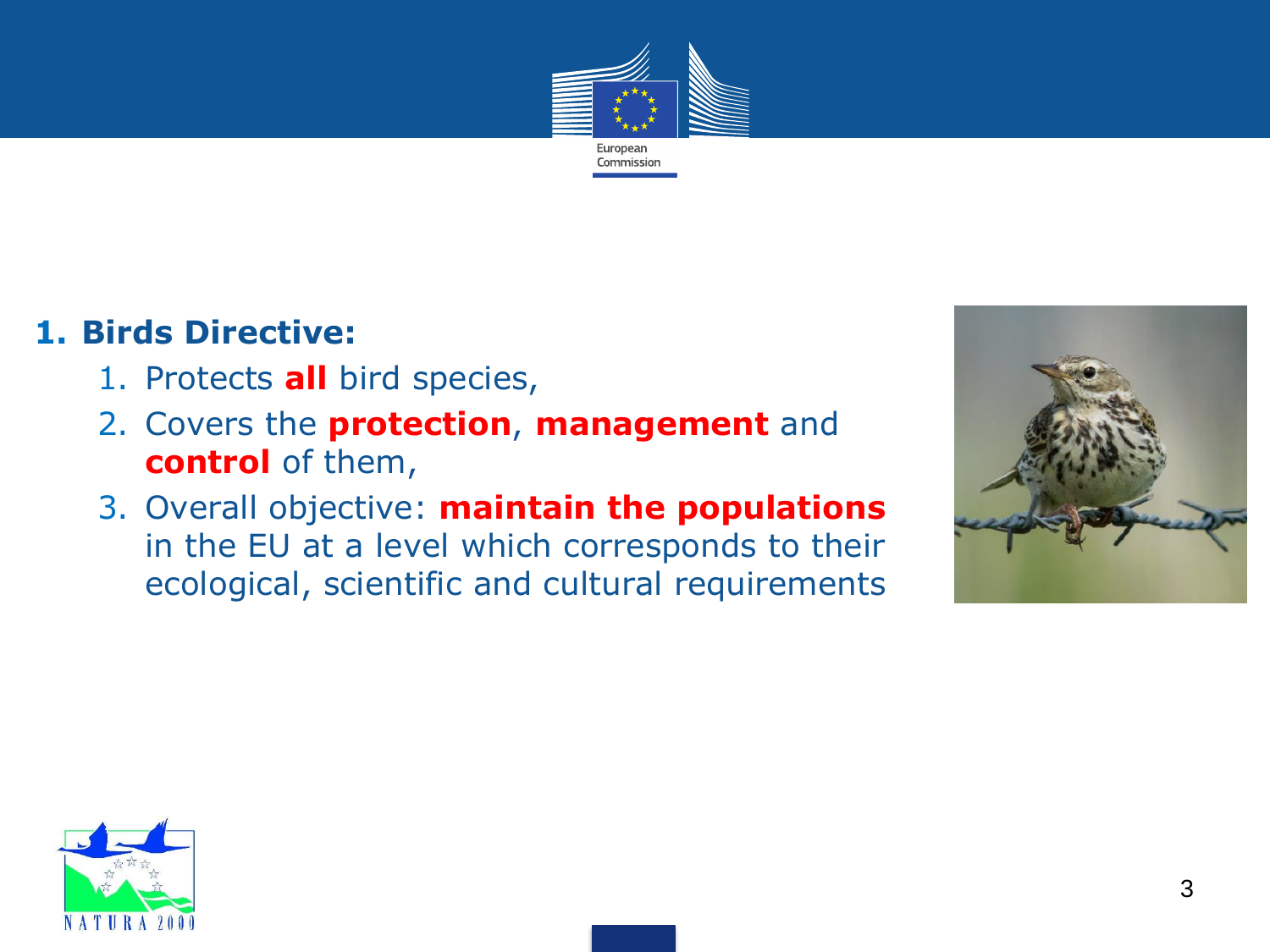1. **Birds Directive:**
    1. Protects **all** bird species,
    2. Covers the **protection**, **management** and **control** of them,
    3. Overall objective: **maintain the populations** in the EU at a level which corresponds to their ecological, scientific and cultural requirements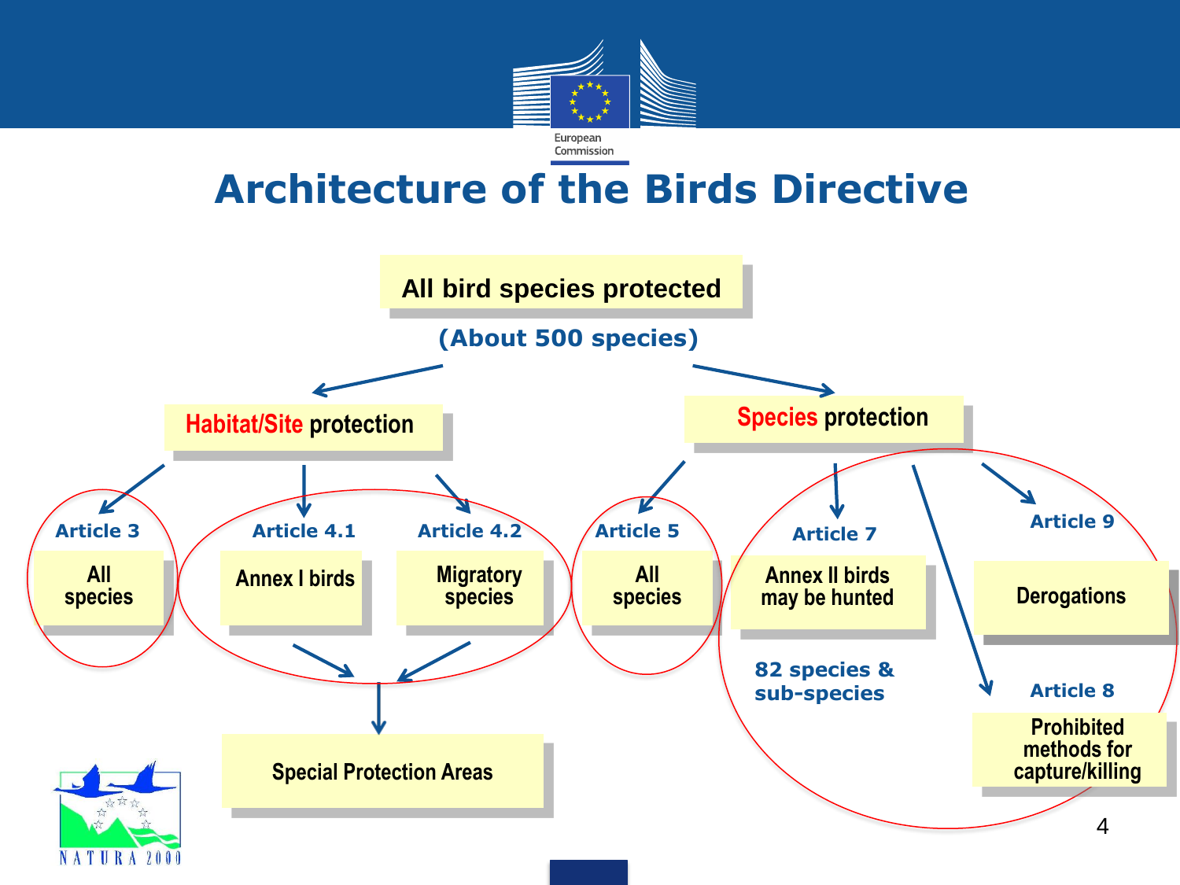# Architecture of the Birds Directive

**All bird species protected**

**(About 500 species)**

- **Habitat/Site protection**
  - **Article 3** — All species
  - **Article 4.1** — Annex I birds
  - **Article 4.2** — Migratory species
  - → Special Protection Areas
- **Species protection**
  - **Article 5** — All species
  - **Article 7** — Annex II birds may be hunted
    - 82 species & sub-species
  - **Article 9** — Derogations
  - **Article 8** — Prohibited methods for capture/killing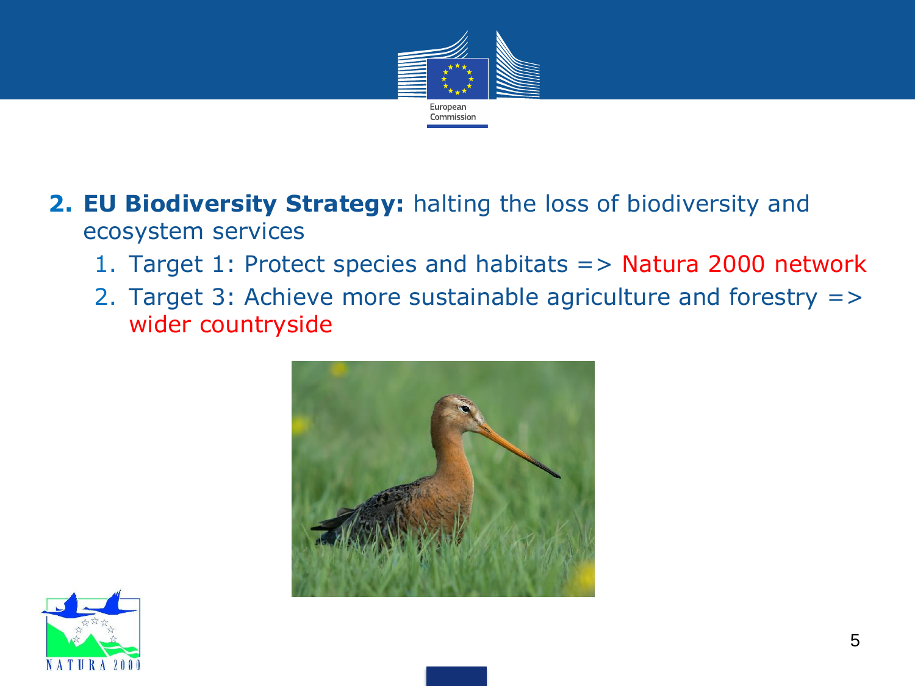2. **EU Biodiversity Strategy:** halting the loss of biodiversity and ecosystem services
    1. Target 1: Protect species and habitats => Natura 2000 network
    2. Target 3: Achieve more sustainable agriculture and forestry => wider countryside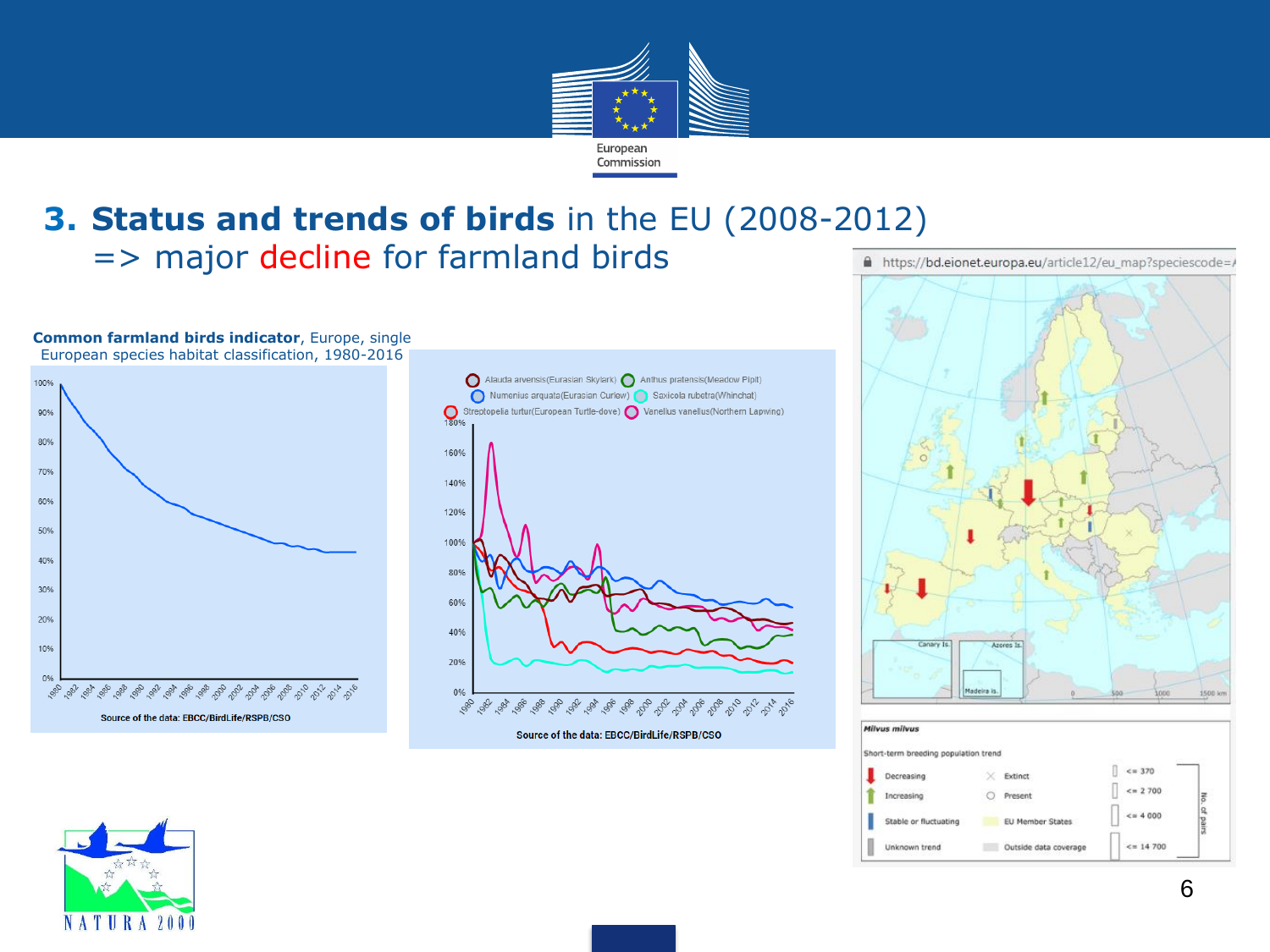# 3. Status and trends of birds in the EU (2008-2012)

=> major decline for farmland birds

**Common farmland birds indicator**, Europe, single European species habitat classification, 1980-2016

Source of the data: EBCC/BirdLife/RSPB/CSO

Alauda arvensis(Eurasian Skylark), Anthus pratensis(Meadow Pipit), Numenius arquata(Eurasian Curlew), Saxicola rubetra(Whinchat), Streptopelia turtur(European Turtle-dove), Vanellus vanellus(Northern Lapwing)

Source of the data: EBCC/BirdLife/RSPB/CSO

https://bd.eionet.europa.eu/article12/eu_map?speciescode=

*Milvus milvus*

Short-term breeding population trend

| Trend | Status | No. of pairs |
|---|---|---|
| Decreasing | Extinct | <= 370 |
| Increasing | Present | <= 2 700 |
| Stable or fluctuating | EU Member States | <= 4 000 |
| Unknown trend | Outside data coverage | <= 14 700 |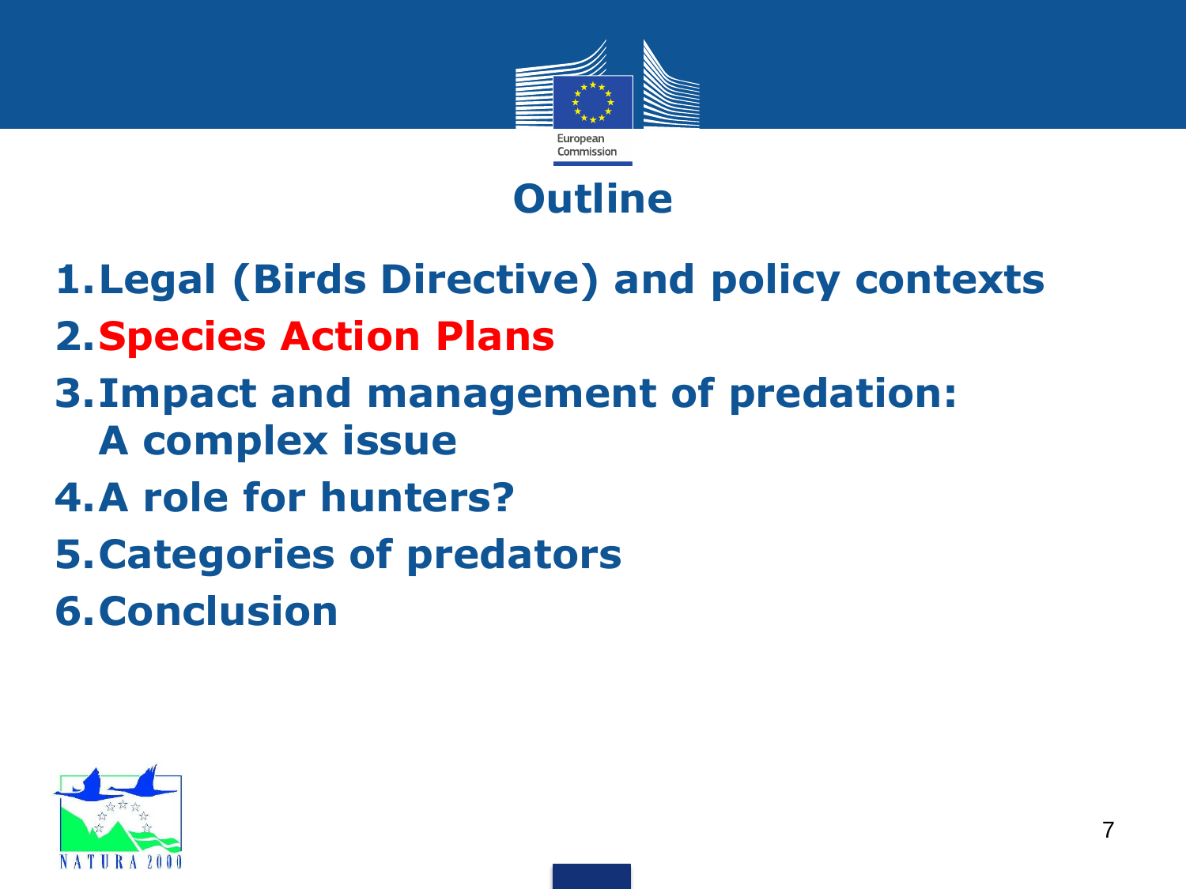# Outline

1. Legal (Birds Directive) and policy contexts
2. Species Action Plans
3. Impact and management of predation: A complex issue
4. A role for hunters?
5. Categories of predators
6. Conclusion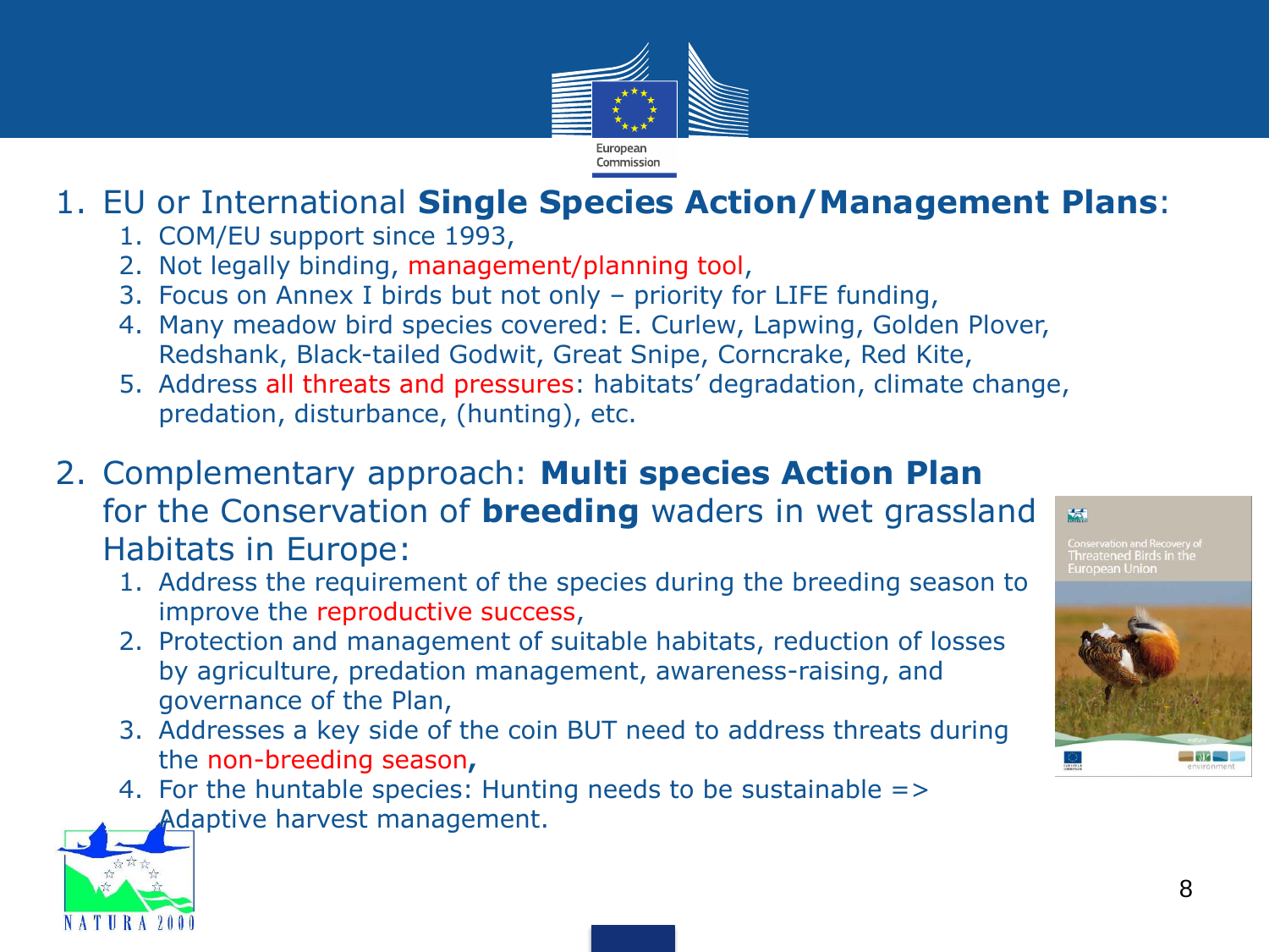1. EU or International **Single Species Action/Management Plans**:
   1. COM/EU support since 1993,
   2. Not legally binding, management/planning tool,
   3. Focus on Annex I birds but not only – priority for LIFE funding,
   4. Many meadow bird species covered: E. Curlew, Lapwing, Golden Plover, Redshank, Black-tailed Godwit, Great Snipe, Corncrake, Red Kite,
   5. Address all threats and pressures: habitats' degradation, climate change, predation, disturbance, (hunting), etc.

2. Complementary approach: **Multi species Action Plan** for the Conservation of **breeding** waders in wet grassland Habitats in Europe:
   1. Address the requirement of the species during the breeding season to improve the reproductive success,
   2. Protection and management of suitable habitats, reduction of losses by agriculture, predation management, awareness-raising, and governance of the Plan,
   3. Addresses a key side of the coin BUT need to address threats during the non-breeding season**,**
   4. For the huntable species: Hunting needs to be sustainable => Adaptive harvest management.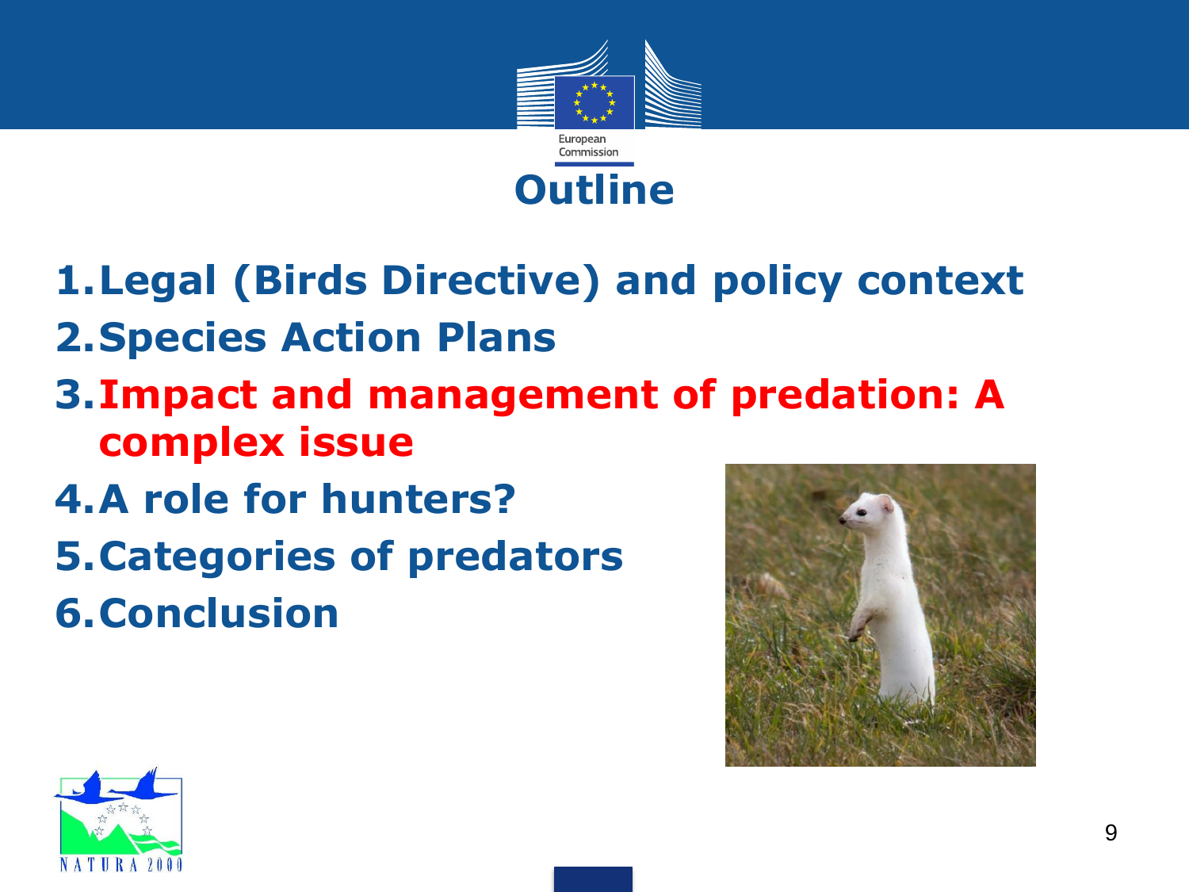# Outline

1. Legal (Birds Directive) and policy context
2. Species Action Plans
3. **Impact and management of predation: A complex issue**
4. A role for hunters?
5. Categories of predators
6. Conclusion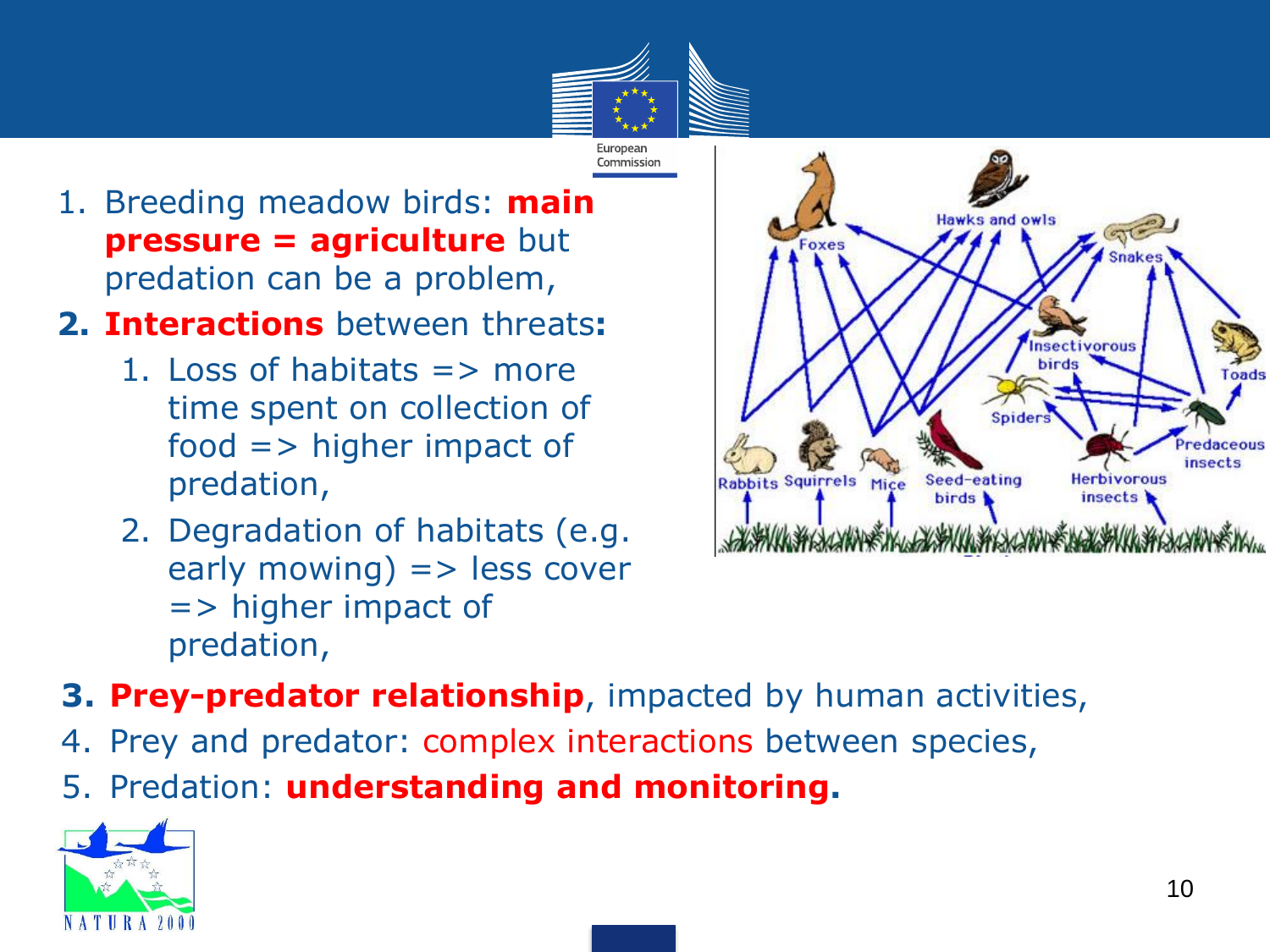1. Breeding meadow birds: **main pressure = agriculture** but predation can be a problem,
2. **Interactions** between threats**:**
   1. Loss of habitats => more time spent on collection of food => higher impact of predation,
   2. Degradation of habitats (e.g. early mowing) => less cover => higher impact of predation,
3. **Prey-predator relationship**, impacted by human activities,
4. Prey and predator: complex interactions between species,
5. Predation: **understanding and monitoring.**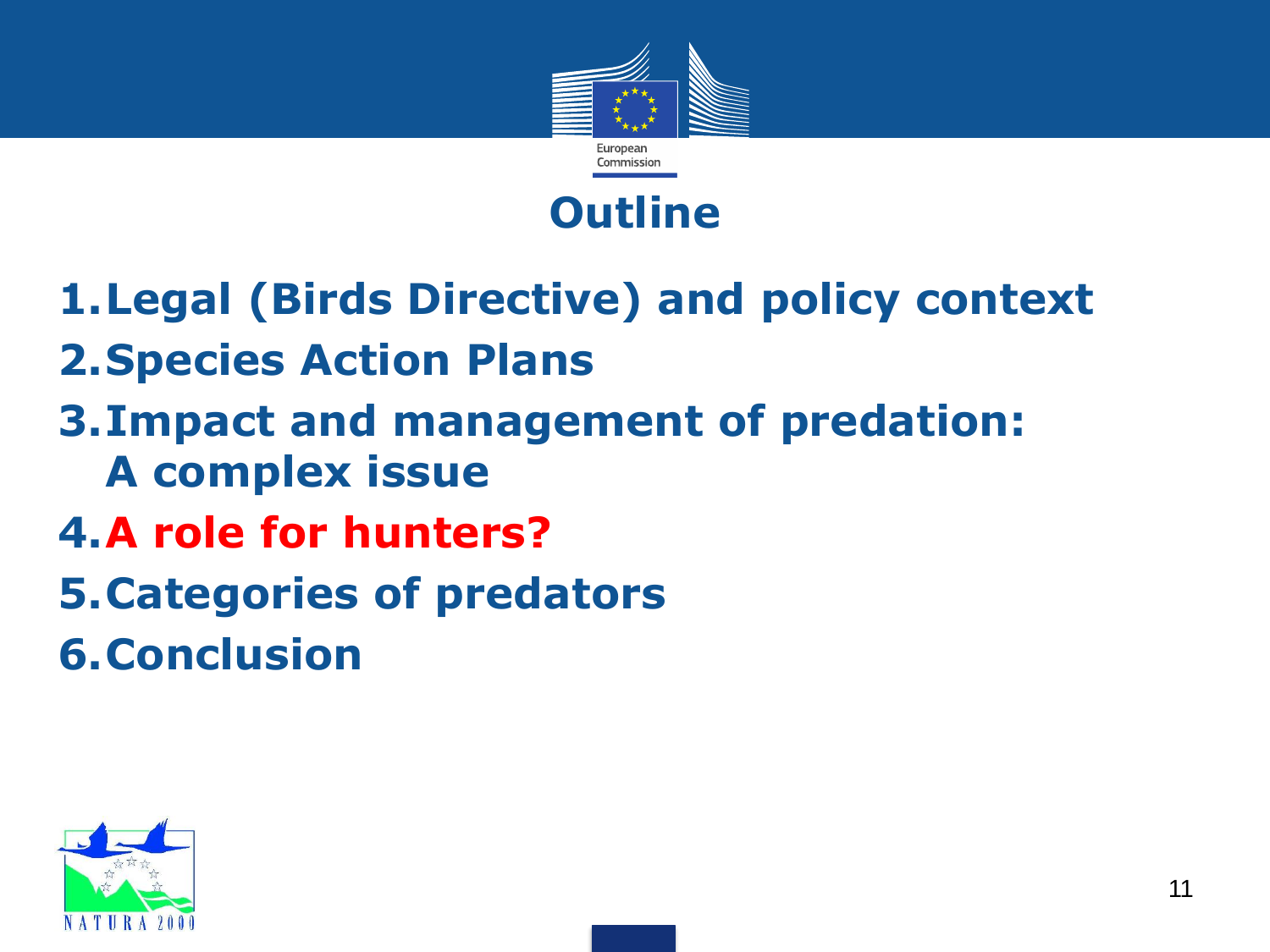# Outline

1. Legal (Birds Directive) and policy context
2. Species Action Plans
3. Impact and management of predation: A complex issue
4. A role for hunters?
5. Categories of predators
6. Conclusion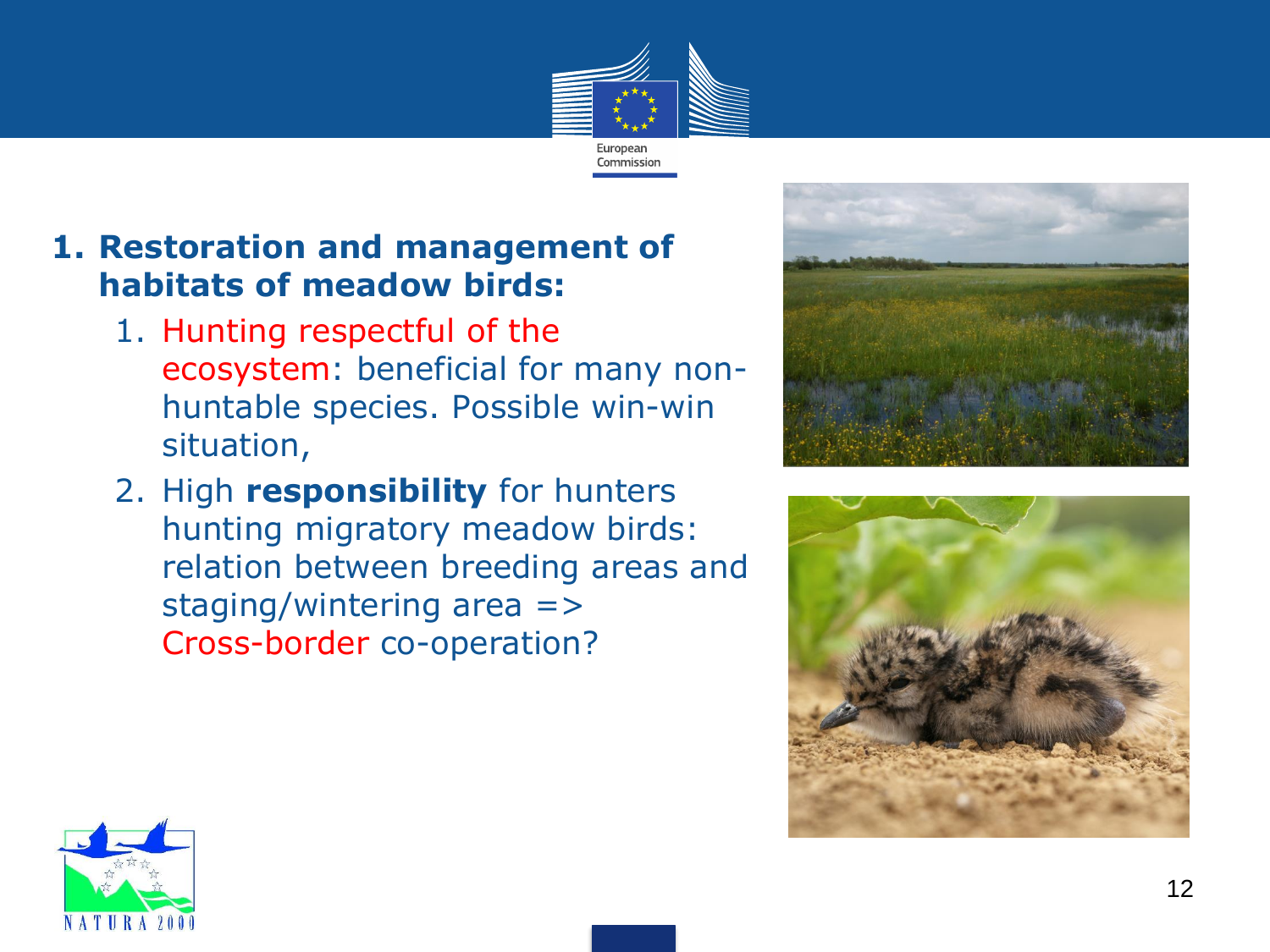1. **Restoration and management of habitats of meadow birds:**
    1. Hunting respectful of the ecosystem: beneficial for many non-huntable species. Possible win-win situation,
    2. High **responsibility** for hunters hunting migratory meadow birds: relation between breeding areas and staging/wintering area => Cross-border co-operation?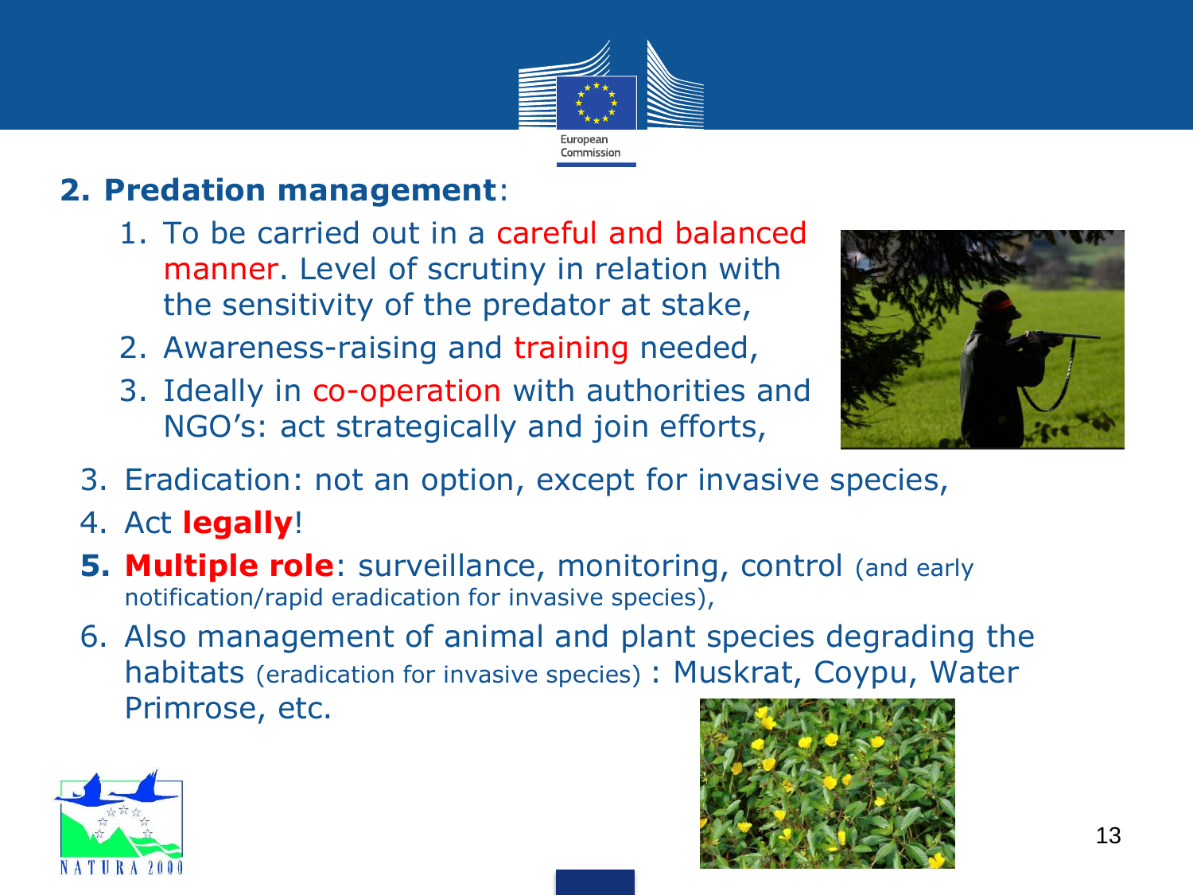## 2. **Predation management**:

1. To be carried out in a careful and balanced manner. Level of scrutiny in relation with the sensitivity of the predator at stake,
2. Awareness-raising and training needed,
3. Ideally in co-operation with authorities and NGO's: act strategically and join efforts,

3. Eradication: not an option, except for invasive species,
4. Act **legally**!
5. **Multiple role**: surveillance, monitoring, control (and early notification/rapid eradication for invasive species),
6. Also management of animal and plant species degrading the habitats (eradication for invasive species) : Muskrat, Coypu, Water Primrose, etc.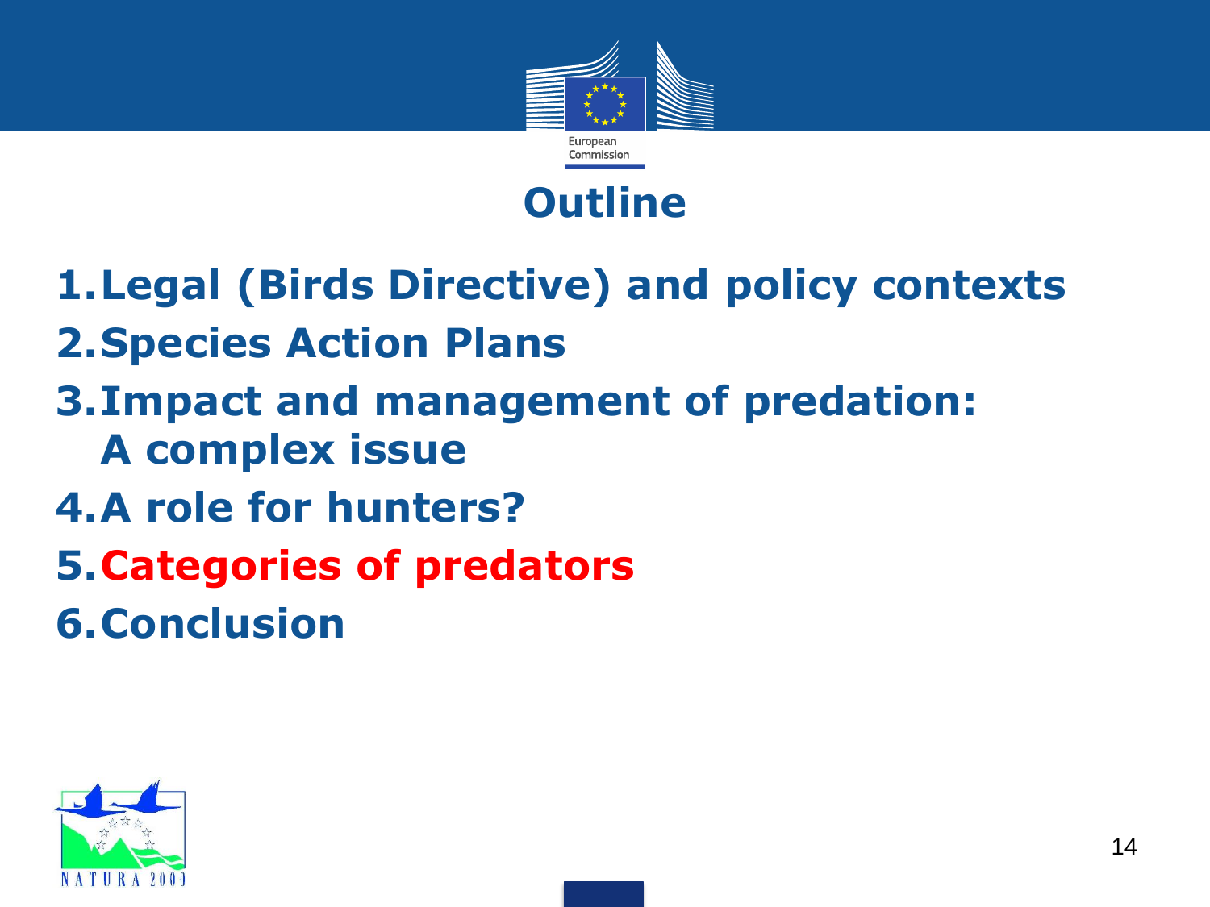# Outline

1. Legal (Birds Directive) and policy contexts
2. Species Action Plans
3. Impact and management of predation: A complex issue
4. A role for hunters?
5. Categories of predators
6. Conclusion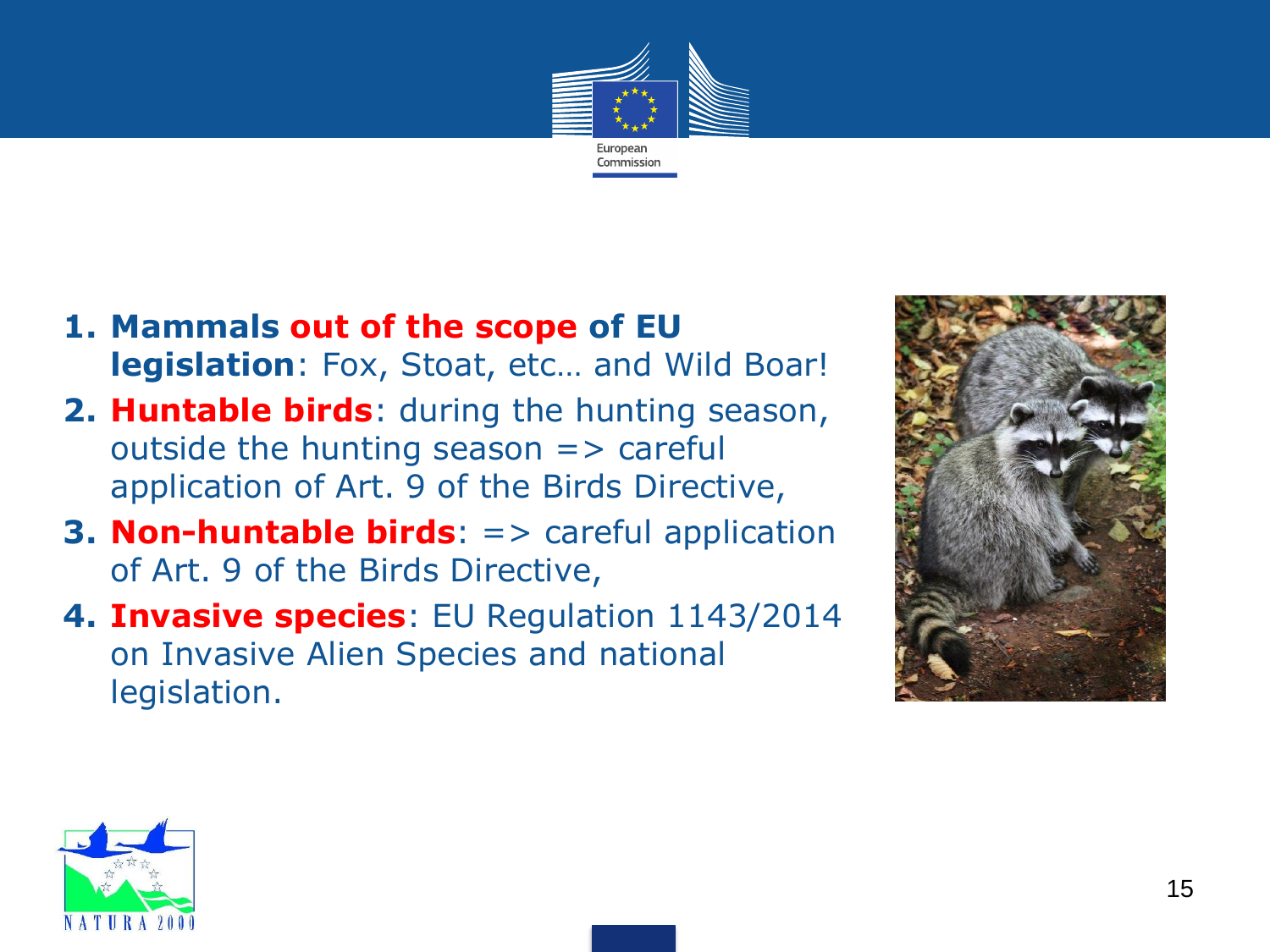1. **Mammals out of the scope of EU legislation**: Fox, Stoat, etc… and Wild Boar!
2. **Huntable birds**: during the hunting season, outside the hunting season => careful application of Art. 9 of the Birds Directive,
3. **Non-huntable birds**: => careful application of Art. 9 of the Birds Directive,
4. **Invasive species**: EU Regulation 1143/2014 on Invasive Alien Species and national legislation.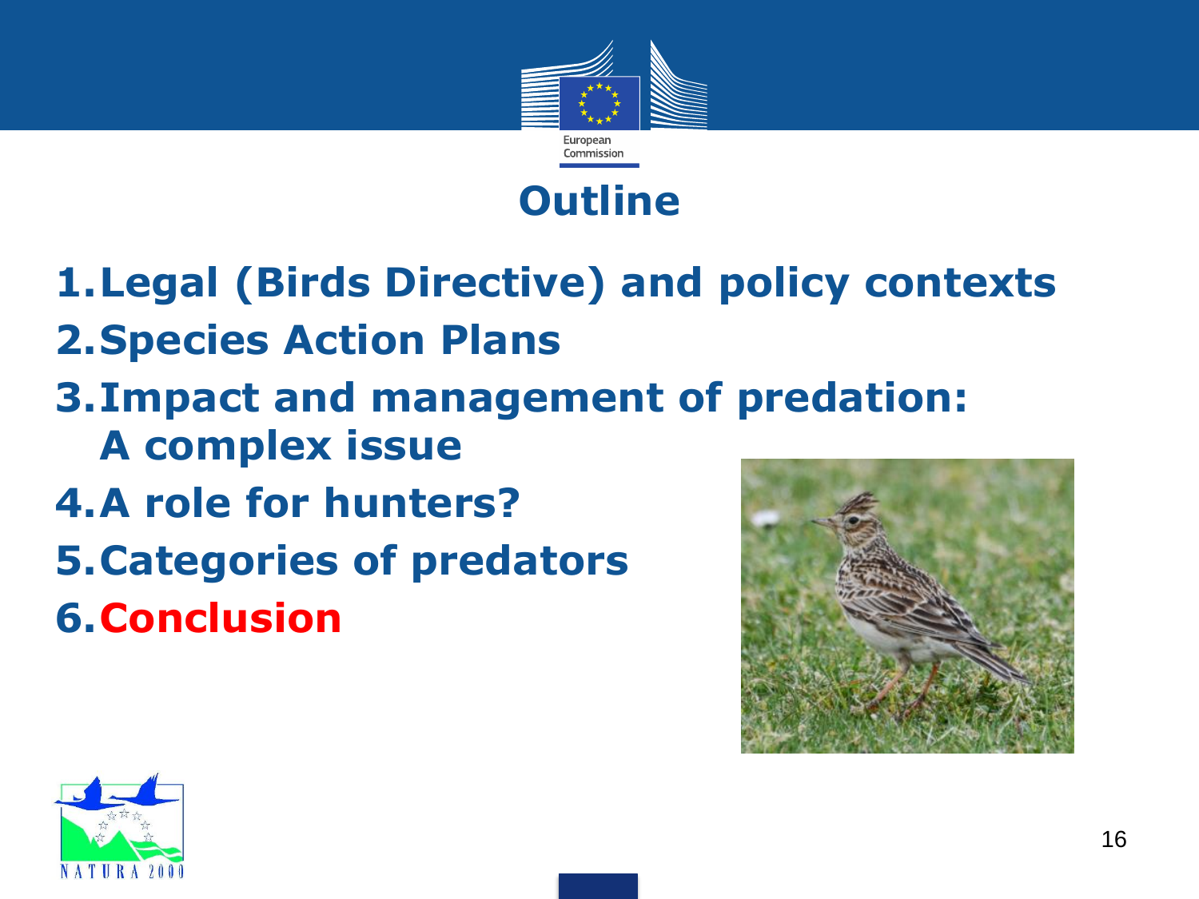# Outline

1. Legal (Birds Directive) and policy contexts
2. Species Action Plans
3. Impact and management of predation: A complex issue
4. A role for hunters?
5. Categories of predators
6. Conclusion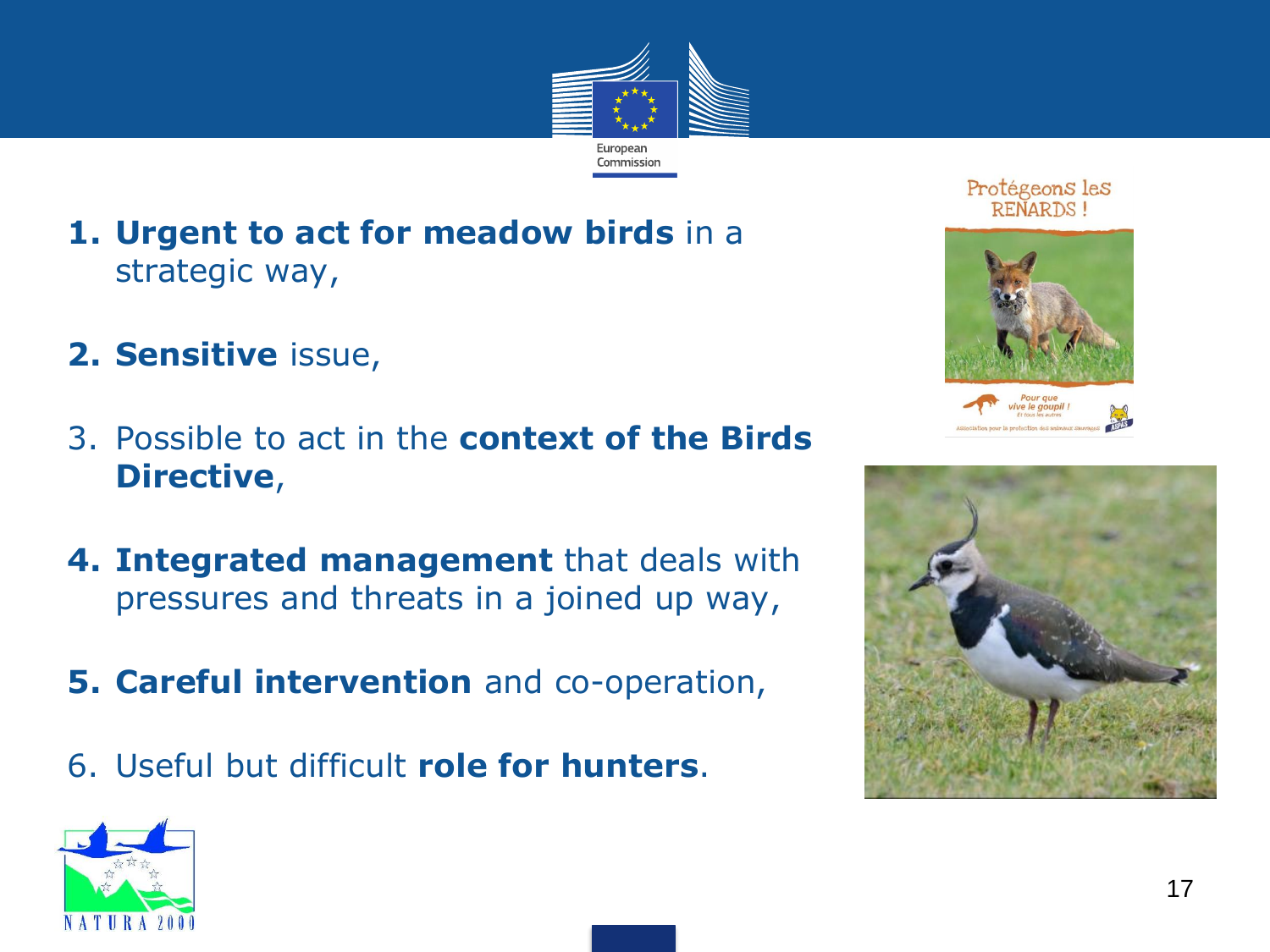1. **Urgent to act for meadow birds** in a strategic way,

2. **Sensitive** issue,

3. Possible to act in the **context of the Birds Directive**,

4. **Integrated management** that deals with pressures and threats in a joined up way,

5. **Careful intervention** and co-operation,

6. Useful but difficult **role for hunters**.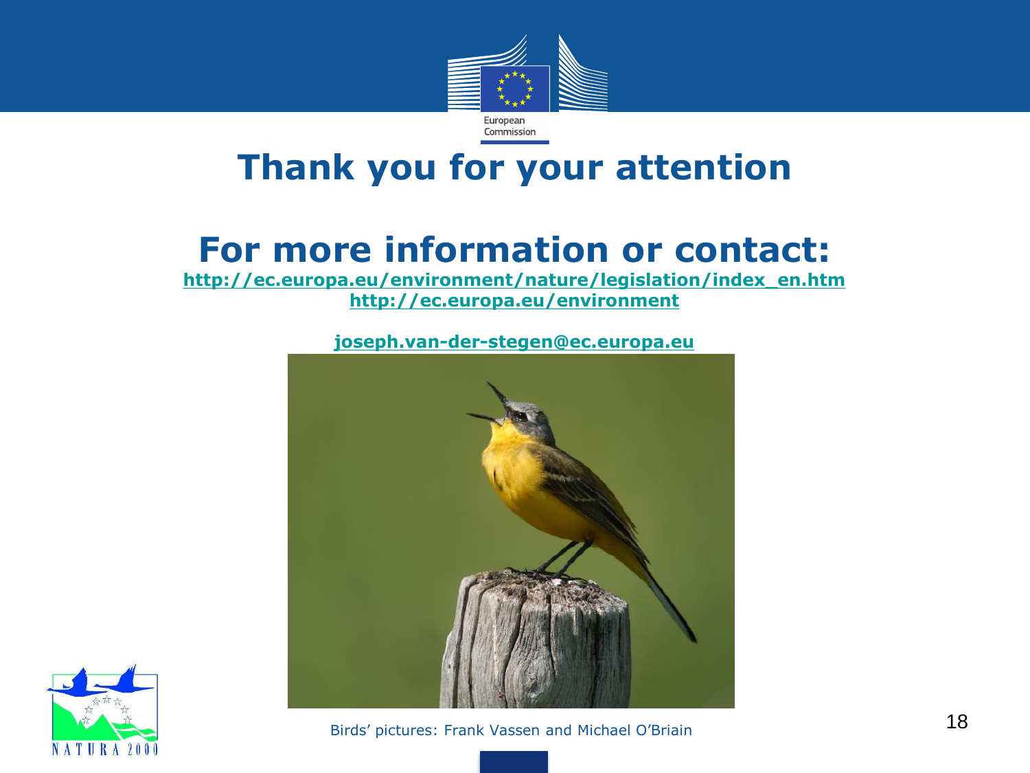# Thank you for your attention

# For more information or contact:

http://ec.europa.eu/environment/nature/legislation/index_en.htm
http://ec.europa.eu/environment

joseph.van-der-stegen@ec.europa.eu

Birds' pictures: Frank Vassen and Michael O'Briain